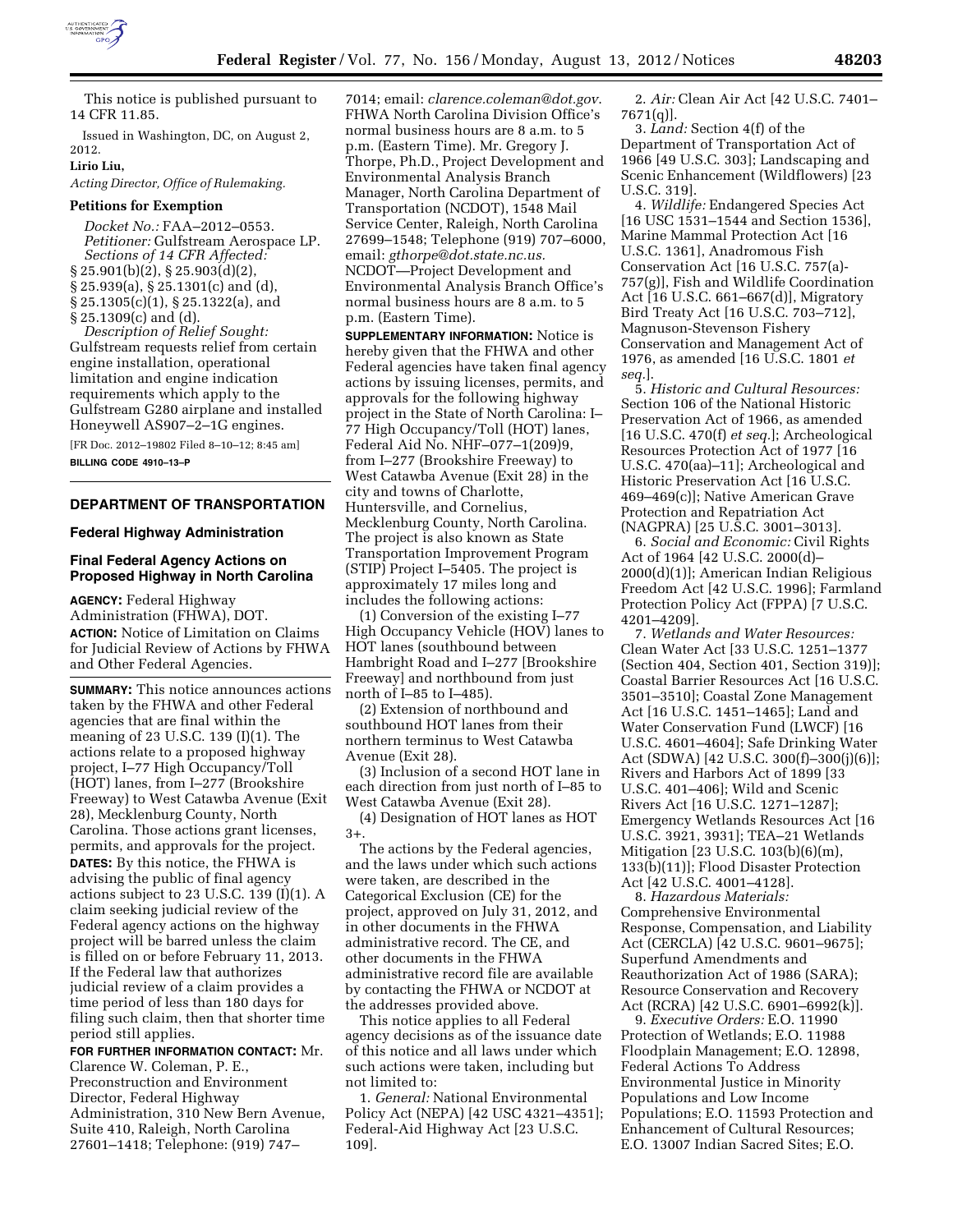This notice is published pursuant to 14 CFR 11.85.

Issued in Washington, DC, on August 2, 2012.

**Lirio Liu,**

*Acting Director, Office of Rulemaking.*

**Petitions for Exemption**

*Docket No.:* FAA–2012–0553.

*Petitioner:* Gulfstream Aerospace LP.

*Sections of 14 CFR Affected:* § 25.901(b)(2), § 25.903(d)(2), § 25.939(a), § 25.1301(c) and (d), § 25.1305(c)(1), § 25.1322(a), and § 25.1309(c) and (d).

*Description of Relief Sought:* Gulfstream requests relief from certain engine installation, operational limitation and engine indication requirements which apply to the Gulfstream G280 airplane and installed Honeywell AS907–2–1G engines.

[FR Doc. 2012–19802 Filed 8–10–12; 8:45 am]

**BILLING CODE 4910–13–P**

## DEPARTMENT OF TRANSPORTATION

### Federal Highway Administration

### Final Federal Agency Actions on Proposed Highway in North Carolina

**AGENCY:** Federal Highway Administration (FHWA), DOT.

**ACTION:** Notice of Limitation on Claims for Judicial Review of Actions by FHWA and Other Federal Agencies.

**SUMMARY:** This notice announces actions taken by the FHWA and other Federal agencies that are final within the meaning of 23 U.S.C. 139 (I)(1). The actions relate to a proposed highway project, I–77 High Occupancy/Toll (HOT) lanes, from I–277 (Brookshire Freeway) to West Catawba Avenue (Exit 28), Mecklenburg County, North Carolina. Those actions grant licenses, permits, and approvals for the project.

**DATES:** By this notice, the FHWA is advising the public of final agency actions subject to 23 U.S.C. 139 (I)(1). A claim seeking judicial review of the Federal agency actions on the highway project will be barred unless the claim is filed on or before February 11, 2013. If the Federal law that authorizes judicial review of a claim provides a time period of less than 180 days for filing such claim, then that shorter time period still applies.

**FOR FURTHER INFORMATION CONTACT:** Mr. Clarence W. Coleman, P. E., Preconstruction and Environment Director, Federal Highway Administration, 310 New Bern Avenue, Suite 410, Raleigh, North Carolina 27601–1418; Telephone: (919) 747–7014; email: *clarence.coleman@dot.gov*. FHWA North Carolina Division Office's normal business hours are 8 a.m. to 5 p.m. (Eastern Time). Mr. Gregory J. Thorpe, Ph.D., Project Development and Environmental Analysis Branch Manager, North Carolina Department of Transportation (NCDOT), 1548 Mail Service Center, Raleigh, North Carolina 27699–1548; Telephone (919) 707–6000, email: *gthorpe@dot.state.nc.us*. NCDOT—Project Development and Environmental Analysis Branch Office's normal business hours are 8 a.m. to 5 p.m. (Eastern Time).

**SUPPLEMENTARY INFORMATION:** Notice is hereby given that the FHWA and other Federal agencies have taken final agency actions by issuing licenses, permits, and approvals for the following highway project in the State of North Carolina: I–77 High Occupancy/Toll (HOT) lanes, Federal Aid No. NHF–077–1(209)9, from I–277 (Brookshire Freeway) to West Catawba Avenue (Exit 28) in the city and towns of Charlotte, Huntersville, and Cornelius, Mecklenburg County, North Carolina. The project is also known as State Transportation Improvement Program (STIP) Project I–5405. The project is approximately 17 miles long and includes the following actions:

(1) Conversion of the existing I–77 High Occupancy Vehicle (HOV) lanes to HOT lanes (southbound between Hambright Road and I–277 [Brookshire Freeway] and northbound from just north of I–85 to I–485).

(2) Extension of northbound and southbound HOT lanes from their northern terminus to West Catawba Avenue (Exit 28).

(3) Inclusion of a second HOT lane in each direction from just north of I–85 to West Catawba Avenue (Exit 28).

(4) Designation of HOT lanes as HOT 3+.

The actions by the Federal agencies, and the laws under which such actions were taken, are described in the Categorical Exclusion (CE) for the project, approved on July 31, 2012, and in other documents in the FHWA administrative record. The CE, and other documents in the FHWA administrative record file are available by contacting the FHWA or NCDOT at the addresses provided above.

This notice applies to all Federal agency decisions as of the issuance date of this notice and all laws under which such actions were taken, including but not limited to:

1. *General:* National Environmental Policy Act (NEPA) [42 USC 4321–4351]; Federal-Aid Highway Act [23 U.S.C. 109].

2. *Air:* Clean Air Act [42 U.S.C. 7401–7671(q)].

3. *Land:* Section 4(f) of the Department of Transportation Act of 1966 [49 U.S.C. 303]; Landscaping and Scenic Enhancement (Wildflowers) [23 U.S.C. 319].

4. *Wildlife:* Endangered Species Act [16 USC 1531–1544 and Section 1536], Marine Mammal Protection Act [16 U.S.C. 1361], Anadromous Fish Conservation Act [16 U.S.C. 757(a)-757(g)], Fish and Wildlife Coordination Act [16 U.S.C. 661–667(d)], Migratory Bird Treaty Act [16 U.S.C. 703–712], Magnuson-Stevenson Fishery Conservation and Management Act of 1976, as amended [16 U.S.C. 1801 *et seq.*].

5. *Historic and Cultural Resources:* Section 106 of the National Historic Preservation Act of 1966, as amended [16 U.S.C. 470(f) *et seq.*]; Archeological Resources Protection Act of 1977 [16 U.S.C. 470(aa)–11]; Archeological and Historic Preservation Act [16 U.S.C. 469–469(c)]; Native American Grave Protection and Repatriation Act (NAGPRA) [25 U.S.C. 3001–3013].

6. *Social and Economic:* Civil Rights Act of 1964 [42 U.S.C. 2000(d)–2000(d)(1)]; American Indian Religious Freedom Act [42 U.S.C. 1996]; Farmland Protection Policy Act (FPPA) [7 U.S.C. 4201–4209].

7. *Wetlands and Water Resources:* Clean Water Act [33 U.S.C. 1251–1377 (Section 404, Section 401, Section 319)]; Coastal Barrier Resources Act [16 U.S.C. 3501–3510]; Coastal Zone Management Act [16 U.S.C. 1451–1465]; Land and Water Conservation Fund (LWCF) [16 U.S.C. 4601–4604]; Safe Drinking Water Act (SDWA) [42 U.S.C. 300(f)–300(j)(6)]; Rivers and Harbors Act of 1899 [33 U.S.C. 401–406]; Wild and Scenic Rivers Act [16 U.S.C. 1271–1287]; Emergency Wetlands Resources Act [16 U.S.C. 3921, 3931]; TEA–21 Wetlands Mitigation [23 U.S.C. 103(b)(6)(m), 133(b)(11)]; Flood Disaster Protection Act [42 U.S.C. 4001–4128].

8. *Hazardous Materials:* Comprehensive Environmental Response, Compensation, and Liability Act (CERCLA) [42 U.S.C. 9601–9675]; Superfund Amendments and Reauthorization Act of 1986 (SARA); Resource Conservation and Recovery Act (RCRA) [42 U.S.C. 6901–6992(k)].

9. *Executive Orders:* E.O. 11990 Protection of Wetlands; E.O. 11988 Floodplain Management; E.O. 12898, Federal Actions To Address Environmental Justice in Minority Populations and Low Income Populations; E.O. 11593 Protection and Enhancement of Cultural Resources; E.O. 13007 Indian Sacred Sites; E.O.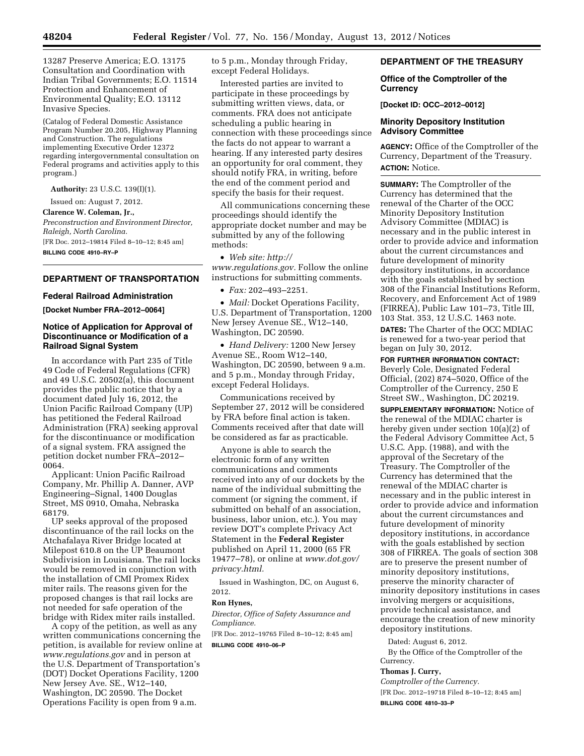13287 Preserve America; E.O. 13175 Consultation and Coordination with Indian Tribal Governments; E.O. 11514 Protection and Enhancement of Environmental Quality; E.O. 13112 Invasive Species.

(Catalog of Federal Domestic Assistance Program Number 20.205, Highway Planning and Construction. The regulations implementing Executive Order 12372 regarding intergovernmental consultation on Federal programs and activities apply to this program.)

**Authority:** 23 U.S.C. 139(l)(1).

Issued on: August 7, 2012.

**Clarence W. Coleman, Jr.,**

*Preconstruction and Environment Director, Raleigh, North Carolina.*

[FR Doc. 2012–19814 Filed 8–10–12; 8:45 am]

**BILLING CODE 4910–RY–P**

## DEPARTMENT OF TRANSPORTATION

### Federal Railroad Administration

**[Docket Number FRA–2012–0064]**

### Notice of Application for Approval of Discontinuance or Modification of a Railroad Signal System

In accordance with Part 235 of Title 49 Code of Federal Regulations (CFR) and 49 U.S.C. 20502(a), this document provides the public notice that by a document dated July 16, 2012, the Union Pacific Railroad Company (UP) has petitioned the Federal Railroad Administration (FRA) seeking approval for the discontinuance or modification of a signal system. FRA assigned the petition docket number FRA–2012–0064.

Applicant: Union Pacific Railroad Company, Mr. Phillip A. Danner, AVP Engineering–Signal, 1400 Douglas Street, MS 0910, Omaha, Nebraska 68179.

UP seeks approval of the proposed discontinuance of the rail locks on the Atchafalaya River Bridge located at Milepost 610.8 on the UP Beaumont Subdivision in Louisiana. The rail locks would be removed in conjunction with the installation of CMI Promex Ridex miter rails. The reasons given for the proposed changes is that rail locks are not needed for safe operation of the bridge with Ridex miter rails installed.

A copy of the petition, as well as any written communications concerning the petition, is available for review online at *www.regulations.gov* and in person at the U.S. Department of Transportation's (DOT) Docket Operations Facility, 1200 New Jersey Ave. SE., W12–140, Washington, DC 20590. The Docket Operations Facility is open from 9 a.m. to 5 p.m., Monday through Friday, except Federal Holidays.

Interested parties are invited to participate in these proceedings by submitting written views, data, or comments. FRA does not anticipate scheduling a public hearing in connection with these proceedings since the facts do not appear to warrant a hearing. If any interested party desires an opportunity for oral comment, they should notify FRA, in writing, before the end of the comment period and specify the basis for their request.

All communications concerning these proceedings should identify the appropriate docket number and may be submitted by any of the following methods:

- *Web site: http://www.regulations.gov.* Follow the online instructions for submitting comments.
- *Fax:* 202–493–2251.
- *Mail:* Docket Operations Facility, U.S. Department of Transportation, 1200 New Jersey Avenue SE., W12–140, Washington, DC 20590.
- *Hand Delivery:* 1200 New Jersey Avenue SE., Room W12–140, Washington, DC 20590, between 9 a.m. and 5 p.m., Monday through Friday, except Federal Holidays.

Communications received by September 27, 2012 will be considered by FRA before final action is taken. Comments received after that date will be considered as far as practicable.

Anyone is able to search the electronic form of any written communications and comments received into any of our dockets by the name of the individual submitting the comment (or signing the comment, if submitted on behalf of an association, business, labor union, etc.). You may review DOT's complete Privacy Act Statement in the **Federal Register** published on April 11, 2000 (65 FR 19477–78), or online at *www.dot.gov/privacy.html.*

Issued in Washington, DC, on August 6, 2012.

**Ron Hynes,**

*Director, Office of Safety Assurance and Compliance.*

[FR Doc. 2012–19765 Filed 8–10–12; 8:45 am]

**BILLING CODE 4910–06–P**

## DEPARTMENT OF THE TREASURY

### Office of the Comptroller of the Currency

**[Docket ID: OCC–2012–0012]**

### Minority Depository Institution Advisory Committee

**AGENCY:** Office of the Comptroller of the Currency, Department of the Treasury.

**ACTION:** Notice.

**SUMMARY:** The Comptroller of the Currency has determined that the renewal of the Charter of the OCC Minority Depository Institution Advisory Committee (MDIAC) is necessary and in the public interest in order to provide advice and information about the current circumstances and future development of minority depository institutions, in accordance with the goals established by section 308 of the Financial Institutions Reform, Recovery, and Enforcement Act of 1989 (FIRREA), Public Law 101–73, Title III, 103 Stat. 353, 12 U.S.C. 1463 note.

**DATES:** The Charter of the OCC MDIAC is renewed for a two-year period that began on July 30, 2012.

**FOR FURTHER INFORMATION CONTACT:** Beverly Cole, Designated Federal Official, (202) 874–5020, Office of the Comptroller of the Currency, 250 E Street SW., Washington, DC 20219.

**SUPPLEMENTARY INFORMATION:** Notice of the renewal of the MDIAC charter is hereby given under section 10(a)(2) of the Federal Advisory Committee Act, 5 U.S.C. App. (1988), and with the approval of the Secretary of the Treasury. The Comptroller of the Currency has determined that the renewal of the MDIAC charter is necessary and in the public interest in order to provide advice and information about the current circumstances and future development of minority depository institutions, in accordance with the goals established by section 308 of FIRREA. The goals of section 308 are to preserve the present number of minority depository institutions, preserve the minority character of minority depository institutions in cases involving mergers or acquisitions, provide technical assistance, and encourage the creation of new minority depository institutions.

Dated: August 6, 2012.

By the Office of the Comptroller of the Currency.

**Thomas J. Curry,**

*Comptroller of the Currency.*

[FR Doc. 2012–19718 Filed 8–10–12; 8:45 am]

**BILLING CODE 4810–33–P**